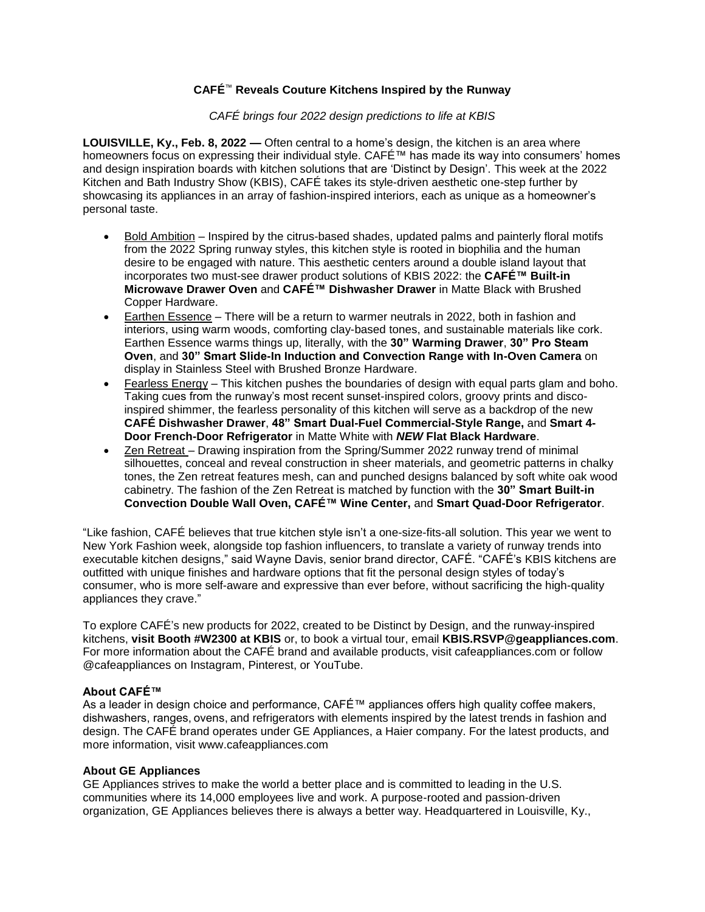**CAFÉ™ Reveals Couture Kitchens Inspired by the Runway**

*CAFÉ brings four 2022 design predictions to life at KBIS*

**LOUISVILLE, Ky., Feb. 8, 2022 —** Often central to a home's design, the kitchen is an area where homeowners focus on expressing their individual style. CAFÉ™ has made its way into consumers' homes and design inspiration boards with kitchen solutions that are 'Distinct by Design'. This week at the 2022 Kitchen and Bath Industry Show (KBIS), CAFÉ takes its style-driven aesthetic one-step further by showcasing its appliances in an array of fashion-inspired interiors, each as unique as a homeowner's personal taste.

- Bold Ambition – Inspired by the citrus-based shades, updated palms and painterly floral motifs from the 2022 Spring runway styles, this kitchen style is rooted in biophilia and the human desire to be engaged with nature. This aesthetic centers around a double island layout that incorporates two must-see drawer product solutions of KBIS 2022: the **CAFÉ™ Built-in Microwave Drawer Oven** and **CAFÉ™ Dishwasher Drawer** in Matte Black with Brushed Copper Hardware.
- Earthen Essence – There will be a return to warmer neutrals in 2022, both in fashion and interiors, using warm woods, comforting clay-based tones, and sustainable materials like cork. Earthen Essence warms things up, literally, with the **30" Warming Drawer**, **30" Pro Steam Oven**, and **30" Smart Slide-In Induction and Convection Range with In-Oven Camera** on display in Stainless Steel with Brushed Bronze Hardware.
- Fearless Energy – This kitchen pushes the boundaries of design with equal parts glam and boho. Taking cues from the runway's most recent sunset-inspired colors, groovy prints and disco-inspired shimmer, the fearless personality of this kitchen will serve as a backdrop of the new **CAFÉ Dishwasher Drawer**, **48" Smart Dual-Fuel Commercial-Style Range,** and **Smart 4-Door French-Door Refrigerator** in Matte White with ***NEW* Flat Black Hardware**.
- Zen Retreat – Drawing inspiration from the Spring/Summer 2022 runway trend of minimal silhouettes, conceal and reveal construction in sheer materials, and geometric patterns in chalky tones, the Zen retreat features mesh, can and punched designs balanced by soft white oak wood cabinetry. The fashion of the Zen Retreat is matched by function with the **30" Smart Built-in Convection Double Wall Oven, CAFÉ™ Wine Center,** and **Smart Quad-Door Refrigerator**.

"Like fashion, CAFÉ believes that true kitchen style isn't a one-size-fits-all solution. This year we went to New York Fashion week, alongside top fashion influencers, to translate a variety of runway trends into executable kitchen designs," said Wayne Davis, senior brand director, CAFÉ. "CAFÉ's KBIS kitchens are outfitted with unique finishes and hardware options that fit the personal design styles of today's consumer, who is more self-aware and expressive than ever before, without sacrificing the high-quality appliances they crave."

To explore CAFÉ's new products for 2022, created to be Distinct by Design, and the runway-inspired kitchens, **visit Booth #W2300 at KBIS** or, to book a virtual tour, email **KBIS.RSVP@geappliances.com**. For more information about the CAFÉ brand and available products, visit cafeappliances.com or follow @cafeappliances on Instagram, Pinterest, or YouTube.

**About CAFÉ™**

As a leader in design choice and performance, CAFÉ™ appliances offers high quality coffee makers, dishwashers, ranges, ovens, and refrigerators with elements inspired by the latest trends in fashion and design. The CAFÉ brand operates under GE Appliances, a Haier company. For the latest products, and more information, visit www.cafeappliances.com

**About GE Appliances**

GE Appliances strives to make the world a better place and is committed to leading in the U.S. communities where its 14,000 employees live and work. A purpose-rooted and passion-driven organization, GE Appliances believes there is always a better way. Headquartered in Louisville, Ky.,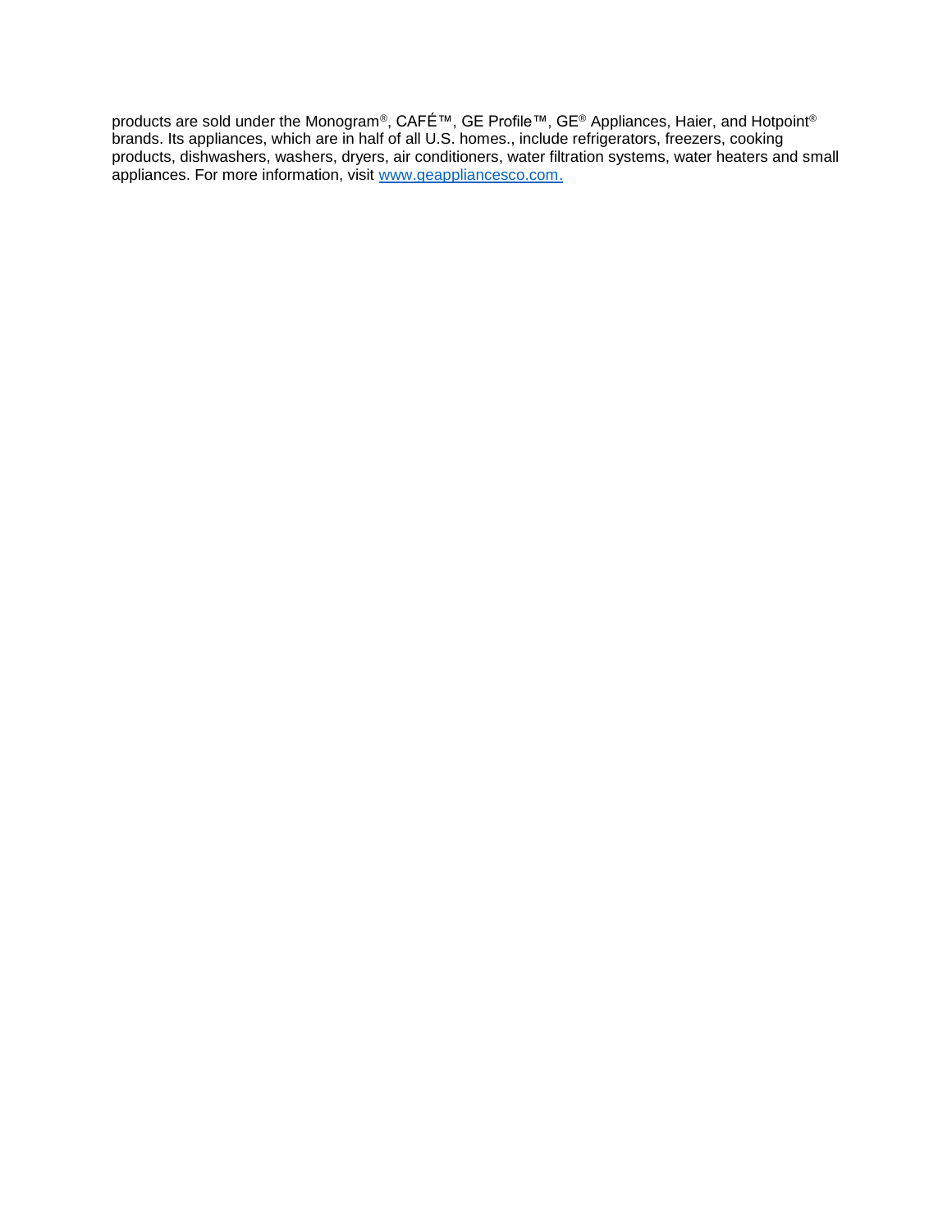products are sold under the Monogram®, CAFÉ™, GE Profile™, GE® Appliances, Haier, and Hotpoint® brands. Its appliances, which are in half of all U.S. homes., include refrigerators, freezers, cooking products, dishwashers, washers, dryers, air conditioners, water filtration systems, water heaters and small appliances. For more information, visit [www.geappliancesco.com.](www.geappliancesco.com)